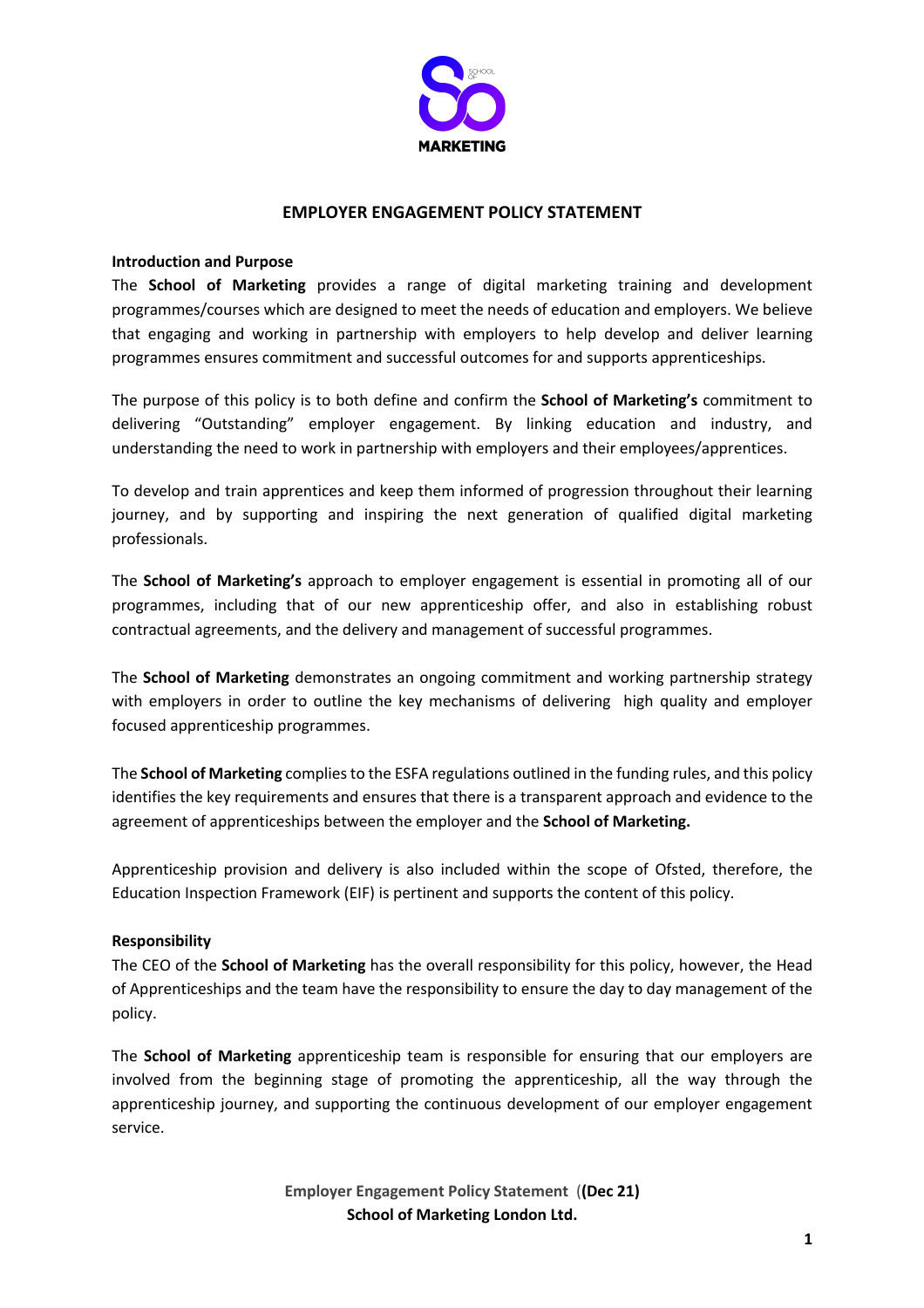# EMPLOYER ENGAGEMENT POLICY STATEMENT

## Introduction and Purpose

The **School of Marketing** provides a range of digital marketing training and development programmes/courses which are designed to meet the needs of education and employers. We believe that engaging and working in partnership with employers to help develop and deliver learning programmes ensures commitment and successful outcomes for and supports apprenticeships.

The purpose of this policy is to both define and confirm the **School of Marketing's** commitment to delivering "Outstanding" employer engagement. By linking education and industry, and understanding the need to work in partnership with employers and their employees/apprentices.

To develop and train apprentices and keep them informed of progression throughout their learning journey, and by supporting and inspiring the next generation of qualified digital marketing professionals.

The **School of Marketing's** approach to employer engagement is essential in promoting all of our programmes, including that of our new apprenticeship offer, and also in establishing robust contractual agreements, and the delivery and management of successful programmes.

The **School of Marketing** demonstrates an ongoing commitment and working partnership strategy with employers in order to outline the key mechanisms of delivering high quality and employer focused apprenticeship programmes.

The **School of Marketing** complies to the ESFA regulations outlined in the funding rules, and this policy identifies the key requirements and ensures that there is a transparent approach and evidence to the agreement of apprenticeships between the employer and the **School of Marketing.**

Apprenticeship provision and delivery is also included within the scope of Ofsted, therefore, the Education Inspection Framework (EIF) is pertinent and supports the content of this policy.

## Responsibility

The CEO of the **School of Marketing** has the overall responsibility for this policy, however, the Head of Apprenticeships and the team have the responsibility to ensure the day to day management of the policy.

The **School of Marketing** apprenticeship team is responsible for ensuring that our employers are involved from the beginning stage of promoting the apprenticeship, all the way through the apprenticeship journey, and supporting the continuous development of our employer engagement service.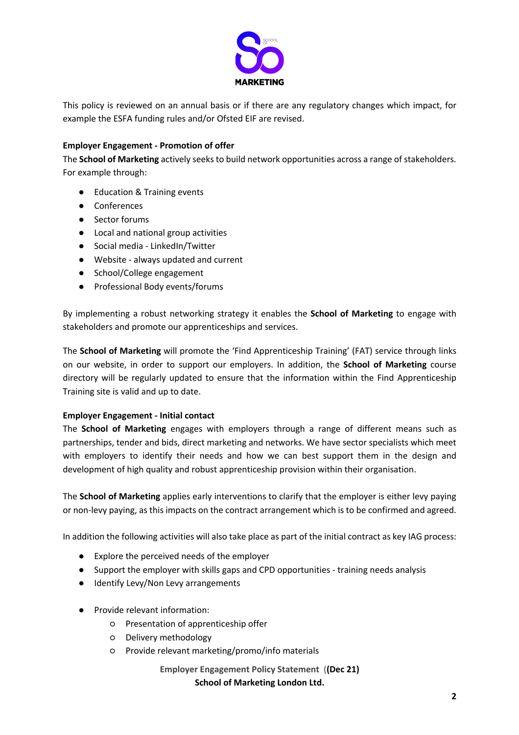This policy is reviewed on an annual basis or if there are any regulatory changes which impact, for example the ESFA funding rules and/or Ofsted EIF are revised.

**Employer Engagement - Promotion of offer**

The **School of Marketing** actively seeks to build network opportunities across a range of stakeholders. For example through:

- Education & Training events
- Conferences
- Sector forums
- Local and national group activities
- Social media - LinkedIn/Twitter
- Website - always updated and current
- School/College engagement
- Professional Body events/forums

By implementing a robust networking strategy it enables the **School of Marketing** to engage with stakeholders and promote our apprenticeships and services.

The **School of Marketing** will promote the 'Find Apprenticeship Training' (FAT) service through links on our website, in order to support our employers. In addition, the **School of Marketing** course directory will be regularly updated to ensure that the information within the Find Apprenticeship Training site is valid and up to date.

**Employer Engagement - Initial contact**

The **School of Marketing** engages with employers through a range of different means such as partnerships, tender and bids, direct marketing and networks. We have sector specialists which meet with employers to identify their needs and how we can best support them in the design and development of high quality and robust apprenticeship provision within their organisation.

The **School of Marketing** applies early interventions to clarify that the employer is either levy paying or non-levy paying, as this impacts on the contract arrangement which is to be confirmed and agreed.

In addition the following activities will also take place as part of the initial contract as key IAG process:

- Explore the perceived needs of the employer
- Support the employer with skills gaps and CPD opportunities - training needs analysis
- Identify Levy/Non Levy arrangements

- Provide relevant information:
  - Presentation of apprenticeship offer
  - Delivery methodology
  - Provide relevant marketing/promo/info materials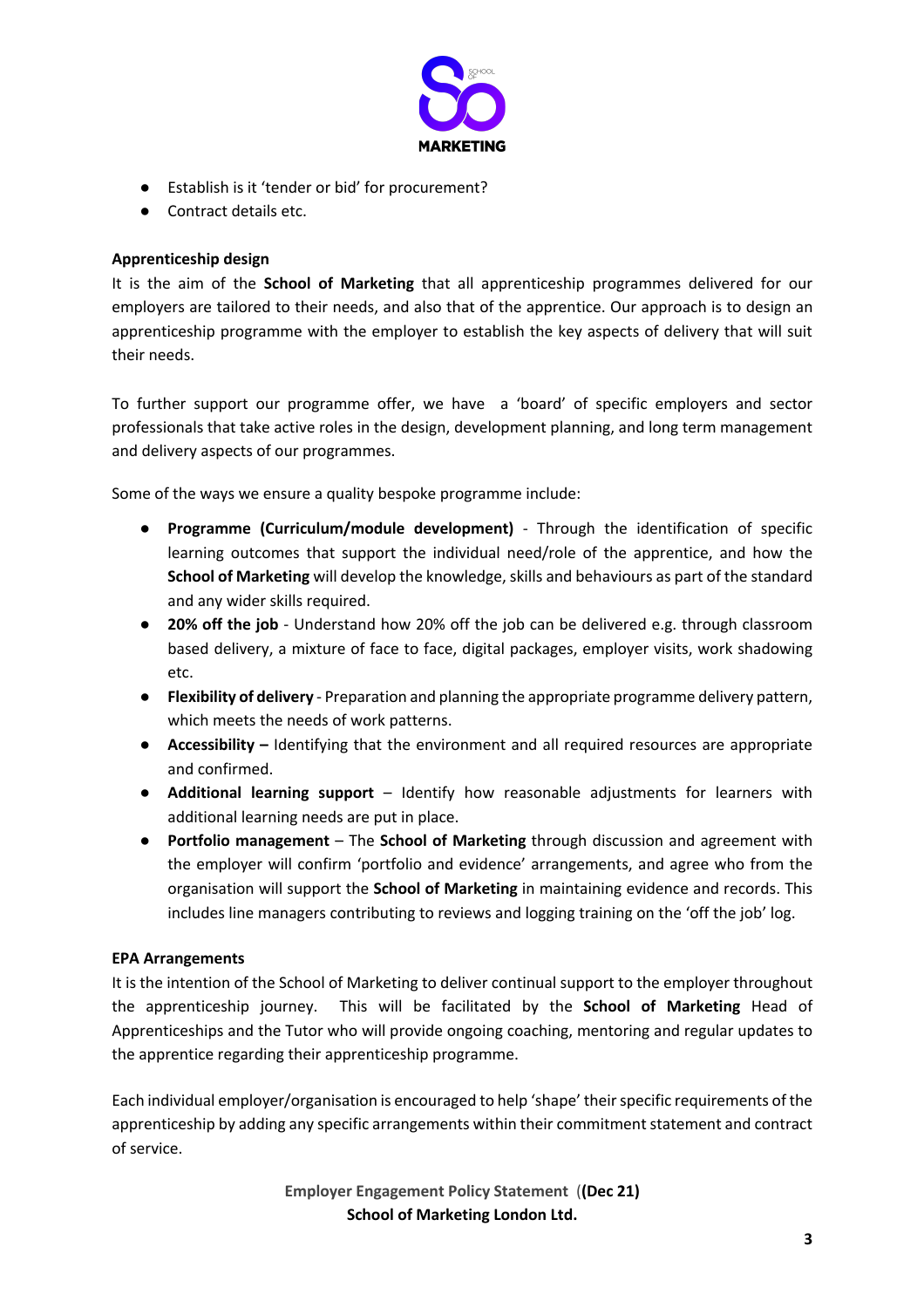- Establish is it 'tender or bid' for procurement?
- Contract details etc.

**Apprenticeship design**

It is the aim of the **School of Marketing** that all apprenticeship programmes delivered for our employers are tailored to their needs, and also that of the apprentice. Our approach is to design an apprenticeship programme with the employer to establish the key aspects of delivery that will suit their needs.

To further support our programme offer, we have a 'board' of specific employers and sector professionals that take active roles in the design, development planning, and long term management and delivery aspects of our programmes.

Some of the ways we ensure a quality bespoke programme include:

- **Programme (Curriculum/module development)** - Through the identification of specific learning outcomes that support the individual need/role of the apprentice, and how the **School of Marketing** will develop the knowledge, skills and behaviours as part of the standard and any wider skills required.
- **20% off the job** - Understand how 20% off the job can be delivered e.g. through classroom based delivery, a mixture of face to face, digital packages, employer visits, work shadowing etc.
- **Flexibility of delivery** - Preparation and planning the appropriate programme delivery pattern, which meets the needs of work patterns.
- **Accessibility –** Identifying that the environment and all required resources are appropriate and confirmed.
- **Additional learning support** – Identify how reasonable adjustments for learners with additional learning needs are put in place.
- **Portfolio management** – The **School of Marketing** through discussion and agreement with the employer will confirm 'portfolio and evidence' arrangements, and agree who from the organisation will support the **School of Marketing** in maintaining evidence and records. This includes line managers contributing to reviews and logging training on the 'off the job' log.

**EPA Arrangements**

It is the intention of the School of Marketing to deliver continual support to the employer throughout the apprenticeship journey. This will be facilitated by the **School of Marketing** Head of Apprenticeships and the Tutor who will provide ongoing coaching, mentoring and regular updates to the apprentice regarding their apprenticeship programme.

Each individual employer/organisation is encouraged to help 'shape' their specific requirements of the apprenticeship by adding any specific arrangements within their commitment statement and contract of service.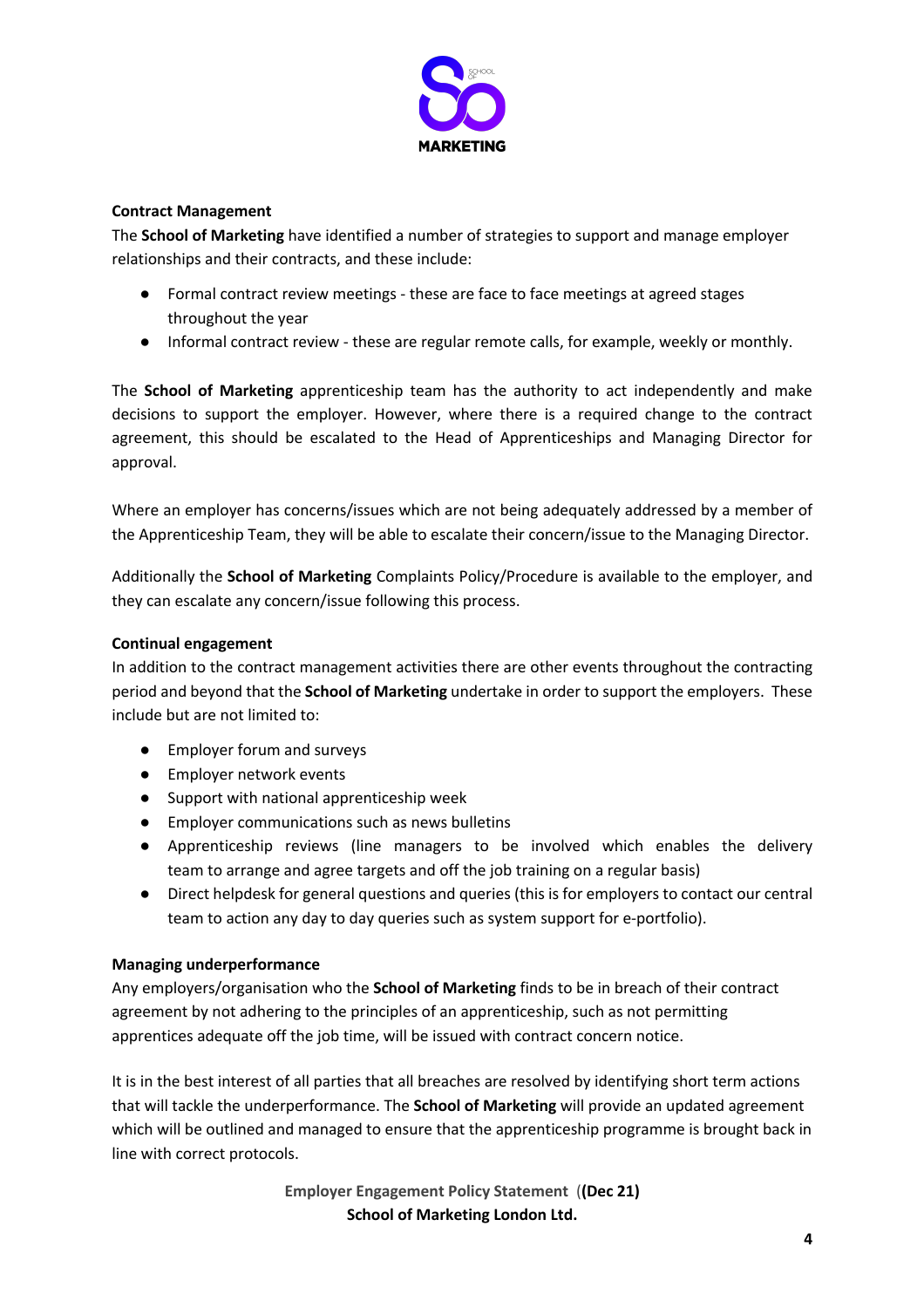**Contract Management**

The **School of Marketing** have identified a number of strategies to support and manage employer relationships and their contracts, and these include:

- Formal contract review meetings - these are face to face meetings at agreed stages throughout the year
- Informal contract review - these are regular remote calls, for example, weekly or monthly.

The **School of Marketing** apprenticeship team has the authority to act independently and make decisions to support the employer. However, where there is a required change to the contract agreement, this should be escalated to the Head of Apprenticeships and Managing Director for approval.

Where an employer has concerns/issues which are not being adequately addressed by a member of the Apprenticeship Team, they will be able to escalate their concern/issue to the Managing Director.

Additionally the **School of Marketing** Complaints Policy/Procedure is available to the employer, and they can escalate any concern/issue following this process.

**Continual engagement**

In addition to the contract management activities there are other events throughout the contracting period and beyond that the **School of Marketing** undertake in order to support the employers. These include but are not limited to:

- Employer forum and surveys
- Employer network events
- Support with national apprenticeship week
- Employer communications such as news bulletins
- Apprenticeship reviews (line managers to be involved which enables the delivery team to arrange and agree targets and off the job training on a regular basis)
- Direct helpdesk for general questions and queries (this is for employers to contact our central team to action any day to day queries such as system support for e-portfolio).

**Managing underperformance**

Any employers/organisation who the **School of Marketing** finds to be in breach of their contract agreement by not adhering to the principles of an apprenticeship, such as not permitting apprentices adequate off the job time, will be issued with contract concern notice.

It is in the best interest of all parties that all breaches are resolved by identifying short term actions that will tackle the underperformance. The **School of Marketing** will provide an updated agreement which will be outlined and managed to ensure that the apprenticeship programme is brought back in line with correct protocols.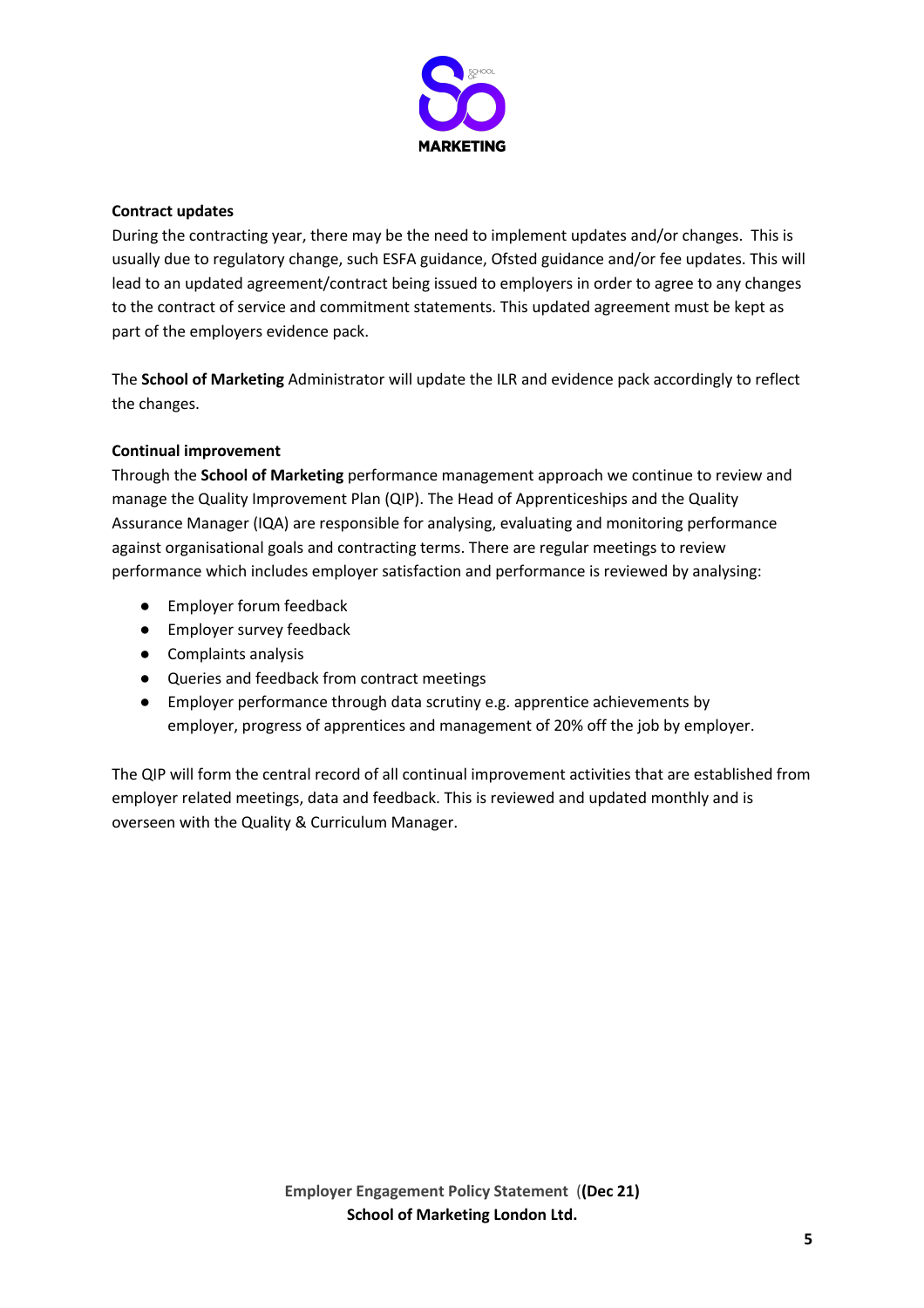**Contract updates**

During the contracting year, there may be the need to implement updates and/or changes. This is usually due to regulatory change, such ESFA guidance, Ofsted guidance and/or fee updates. This will lead to an updated agreement/contract being issued to employers in order to agree to any changes to the contract of service and commitment statements. This updated agreement must be kept as part of the employers evidence pack.

The **School of Marketing** Administrator will update the ILR and evidence pack accordingly to reflect the changes.

**Continual improvement**

Through the **School of Marketing** performance management approach we continue to review and manage the Quality Improvement Plan (QIP). The Head of Apprenticeships and the Quality Assurance Manager (IQA) are responsible for analysing, evaluating and monitoring performance against organisational goals and contracting terms. There are regular meetings to review performance which includes employer satisfaction and performance is reviewed by analysing:

- Employer forum feedback
- Employer survey feedback
- Complaints analysis
- Queries and feedback from contract meetings
- Employer performance through data scrutiny e.g. apprentice achievements by employer, progress of apprentices and management of 20% off the job by employer.

The QIP will form the central record of all continual improvement activities that are established from employer related meetings, data and feedback. This is reviewed and updated monthly and is overseen with the Quality & Curriculum Manager.